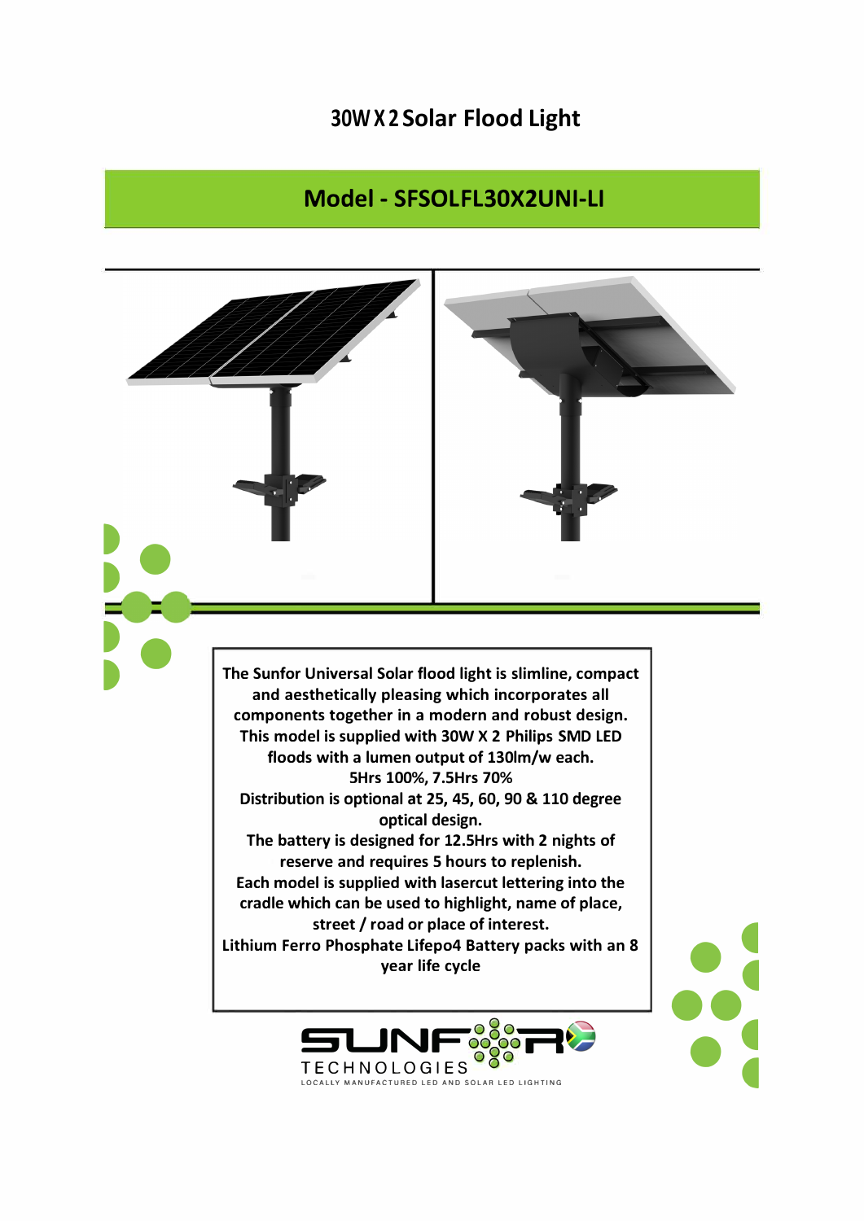# 30W X 2 Solar Flood Light

## Model - SFSOLFL30X2UNI-LI

The Sunfor Universal Solar flood light is slimline, compact and aesthetically pleasing which incorporates all components together in a modern and robust design.
This model is supplied with 30W X 2 Philips SMD LED floods with a lumen output of 130lm/w each.
5Hrs 100%, 7.5Hrs 70%
Distribution is optional at 25, 45, 60, 90 & 110 degree optical design.
The battery is designed for 12.5Hrs with 2 nights of reserve and requires 5 hours to replenish.
Each model is supplied with lasercut lettering into the cradle which can be used to highlight, name of place, street / road or place of interest.
Lithium Ferro Phosphate Lifepo4 Battery packs with an 8 year life cycle

SUNFOR TECHNOLOGIES
LOCALLY MANUFACTURED LED AND SOLAR LED LIGHTING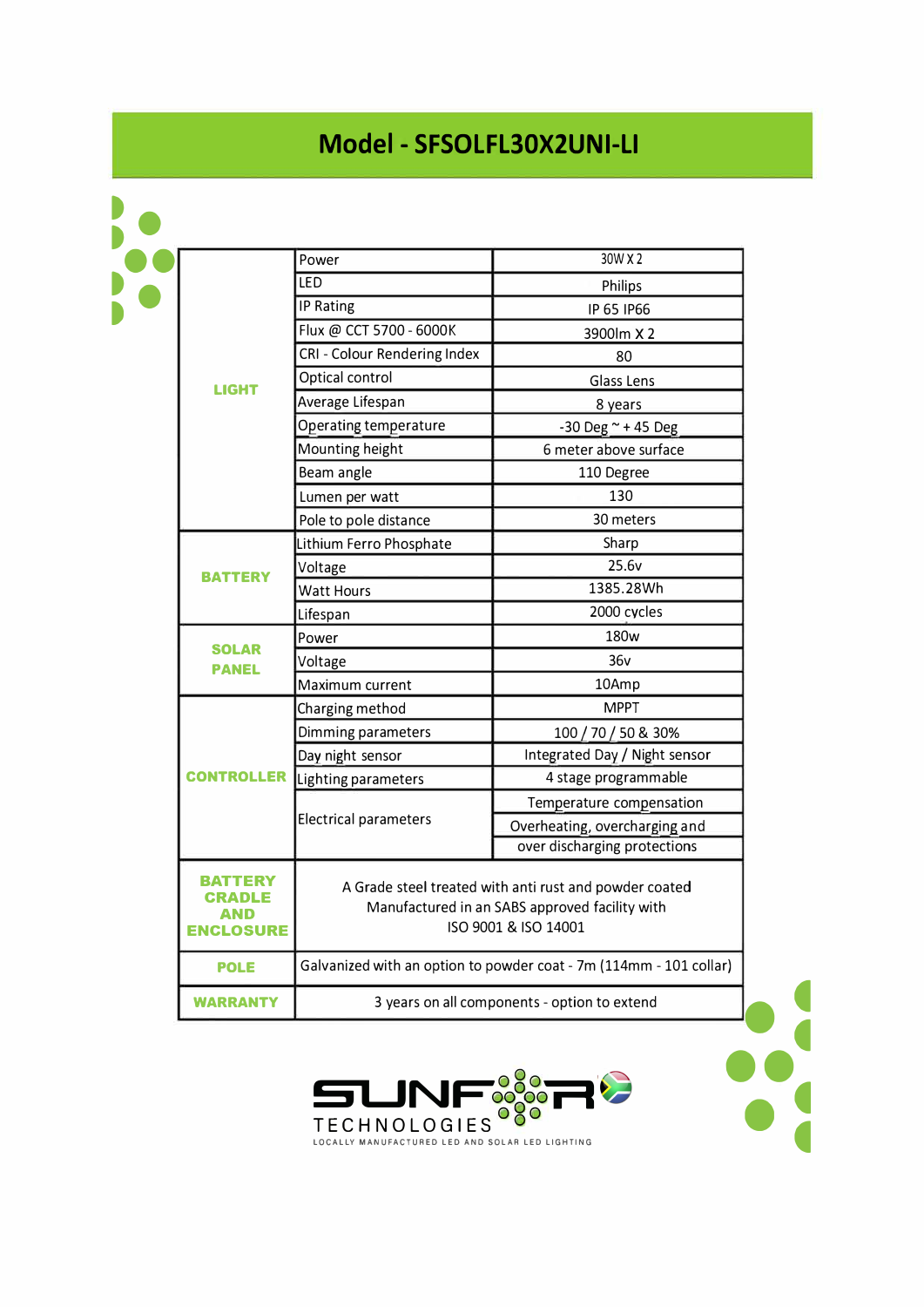# Model - SFSOLFL30X2UNI-LI

| | | |
|---|---|---|
| LIGHT | Power | 30W X 2 |
| | LED | Philips |
| | IP Rating | IP 65 IP66 |
| | Flux @ CCT 5700 - 6000K | 3900lm X 2 |
| | CRI - Colour Rendering Index | 80 |
| | Optical control | Glass Lens |
| | Average Lifespan | 8 years |
| | Operating temperature | -30 Deg ~ + 45 Deg |
| | Mounting height | 6 meter above surface |
| | Beam angle | 110 Degree |
| | Lumen per watt | 130 |
| | Pole to pole distance | 30 meters |
| BATTERY | Lithium Ferro Phosphate | Sharp |
| | Voltage | 25.6v |
| | Watt Hours | 1385.28Wh |
| | Lifespan | 2000 cycles |
| SOLAR PANEL | Power | 180w |
| | Voltage | 36v |
| | Maximum current | 10Amp |
| CONTROLLER | Charging method | MPPT |
| | Dimming parameters | 100 / 70 / 50 & 30% |
| | Day night sensor | Integrated Day / Night sensor |
| | Lighting parameters | 4 stage programmable |
| | Electrical parameters | Temperature compensation |
| | | Overheating, overcharging and over discharging protections |
| BATTERY CRADLE AND ENCLOSURE | A Grade steel treated with anti rust and powder coated Manufactured in an SABS approved facility with ISO 9001 & ISO 14001 | |
| POLE | Galvanized with an option to powder coat - 7m (114mm - 101 collar) | |
| WARRANTY | 3 years on all components - option to extend | |

SUNFOR TECHNOLOGIES

LOCALLY MANUFACTURED LED AND SOLAR LED LIGHTING